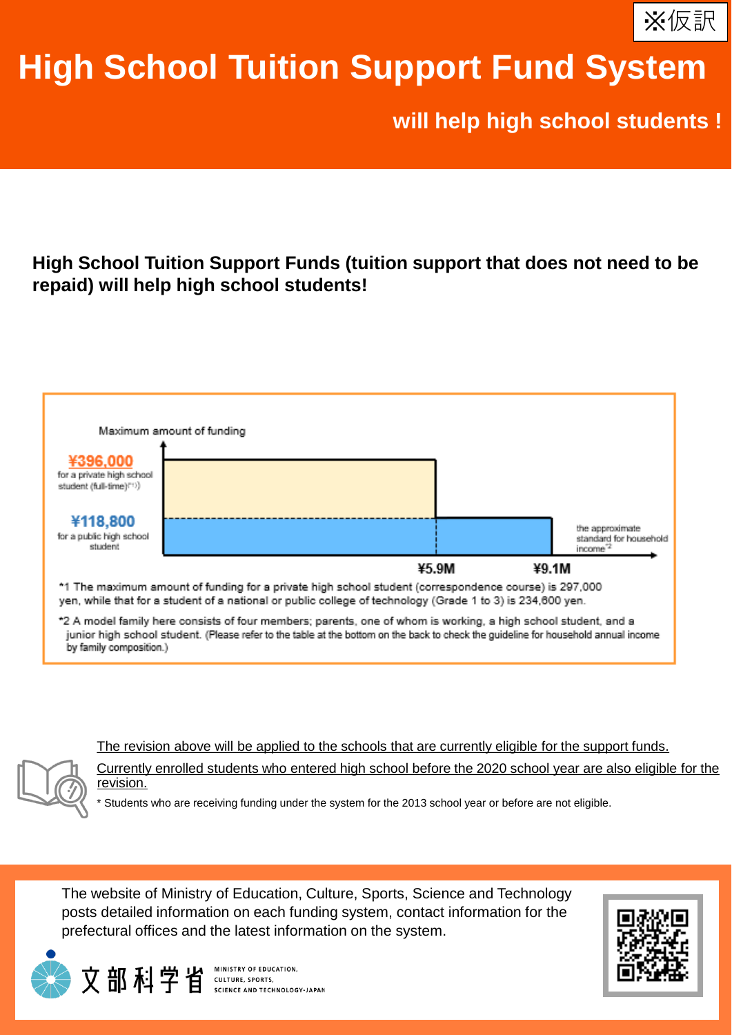※仮訳

# High School Tuition Support Fund System

**will help high school students !**

## High School Tuition Support Funds (tuition support that does not need to be repaid) will help high school students!

Maximum amount of funding

**¥396,000**
for a private high school student (full-time)[*1]

**¥118,800**
for a public high school student

¥5.9M ¥9.1M

the approximate standard for household income[*2]

*1 The maximum amount of funding for a private high school student (correspondence course) is 297,000 yen, while that for a student of a national or public college of technology (Grade 1 to 3) is 234,600 yen.

*2 A model family here consists of four members; parents, one of whom is working, a high school student, and a junior high school student. (Please refer to the table at the bottom on the back to check the guideline for household annual income by family composition.)

The revision above will be applied to the schools that are currently eligible for the support funds.

Currently enrolled students who entered high school before the 2020 school year are also eligible for the revision.

* Students who are receiving funding under the system for the 2013 school year or before are not eligible.

The website of Ministry of Education, Culture, Sports, Science and Technology posts detailed information on each funding system, contact information for the prefectural offices and the latest information on the system.

文部科学省 MINISTRY OF EDUCATION, CULTURE, SPORTS, SCIENCE AND TECHNOLOGY-JAPAN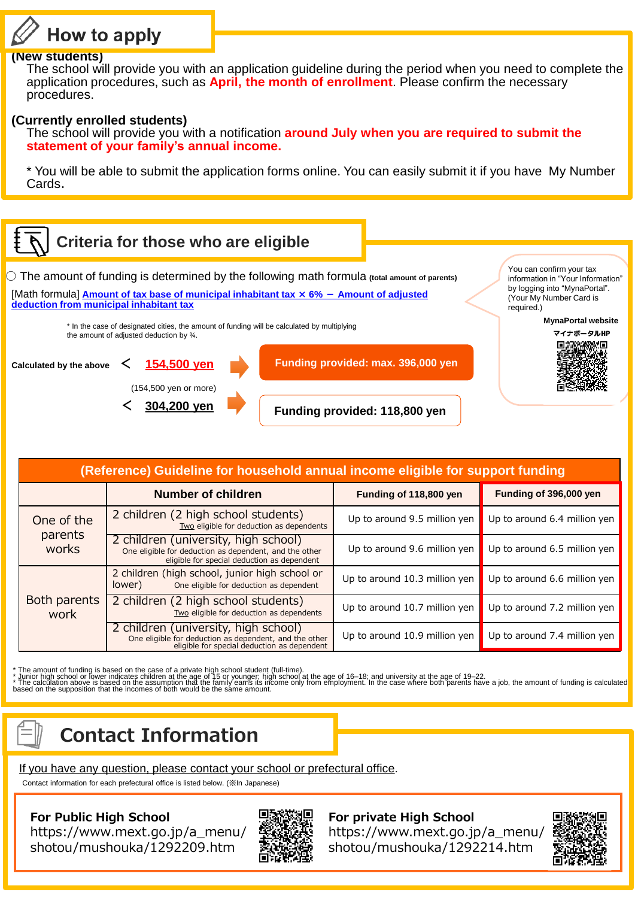## How to apply

**(New students)**

The school will provide you with an application guideline during the period when you need to complete the application procedures, such as **April, the month of enrollment**. Please confirm the necessary procedures.

**(Currently enrolled students)**

The school will provide you with a notification **around July when you are required to submit the statement of your family's annual income.**

* You will be able to submit the application forms online. You can easily submit it if you have My Number Cards.

## Criteria for those who are eligible

○ The amount of funding is determined by the following math formula (total amount of parents)

[Math formula] Amount of tax base of municipal inhabitant tax × 6% − Amount of adjusted deduction from municipal inhabitant tax

* In the case of designated cities, the amount of funding will be calculated by multiplying the amount of adjusted deduction by ¾.

You can confirm your tax information in "Your Information" by logging into "MynaPortal". (Your My Number Card is required.)

MynaPortal website

マイナポータルHP

Calculated by the above < 154,500 yen → **Funding provided: max. 396,000 yen**

(154,500 yen or more) < 304,200 yen → **Funding provided: 118,800 yen**

| (Reference) Guideline for household annual income eligible for support funding | | | |
|---|---|---|---|
| | **Number of children** | **Funding of 118,800 yen** | **Funding of 396,000 yen** |
| One of the parents works | 2 children (2 high school students) Two eligible for deduction as dependents | Up to around 9.5 million yen | Up to around 6.4 million yen |
| | 2 children (university, high school) One eligible for deduction as dependent, and the other eligible for special deduction as dependent | Up to around 9.6 million yen | Up to around 6.5 million yen |
| Both parents work | 2 children (high school, junior high school or lower) One eligible for deduction as dependent | Up to around 10.3 million yen | Up to around 6.6 million yen |
| | 2 children (2 high school students) Two eligible for deduction as dependents | Up to around 10.7 million yen | Up to around 7.2 million yen |
| | 2 children (university, high school) One eligible for deduction as dependent, and the other eligible for special deduction as dependent | Up to around 10.9 million yen | Up to around 7.4 million yen |

* The amount of funding is based on the case of a private high school student (full-time).
* Junior high school or lower indicates children at the age of 15 or younger; high school at the age of 16–18; and university at the age of 19–22.
* The calculation above is based on the assumption that the family earns its income only from employment. In the case where both parents have a job, the amount of funding is calculated based on the supposition that the incomes of both would be the same amount.

## Contact Information

If you have any question, please contact your school or prefectural office.

Contact information for each prefectural office is listed below. (※In Japanese)

**For Public High School**
https://www.mext.go.jp/a_menu/shotou/mushouka/1292209.htm

**For private High School**
https://www.mext.go.jp/a_menu/shotou/mushouka/1292214.htm